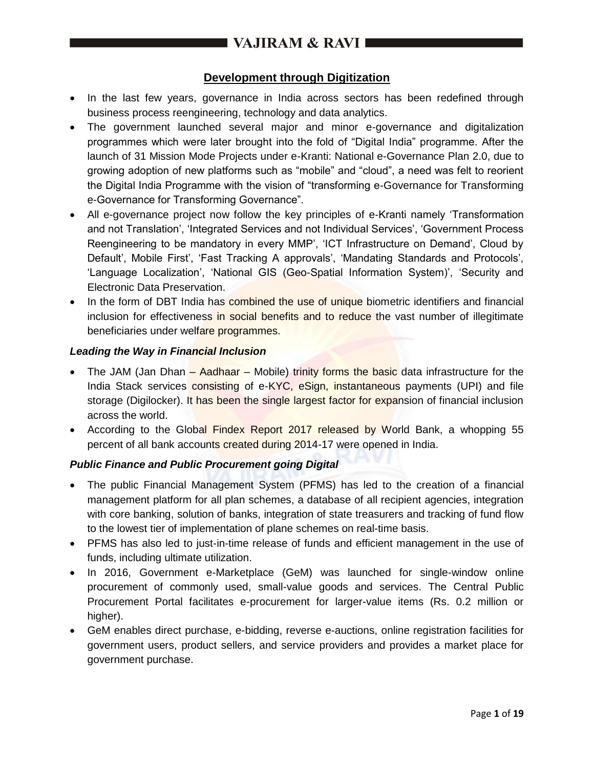## Development through Digitization

- In the last few years, governance in India across sectors has been redefined through business process reengineering, technology and data analytics.
- The government launched several major and minor e-governance and digitalization programmes which were later brought into the fold of "Digital India" programme. After the launch of 31 Mission Mode Projects under e-Kranti: National e-Governance Plan 2.0, due to growing adoption of new platforms such as "mobile" and "cloud", a need was felt to reorient the Digital India Programme with the vision of "transforming e-Governance for Transforming e-Governance for Transforming Governance".
- All e-governance project now follow the key principles of e-Kranti namely 'Transformation and not Translation', 'Integrated Services and not Individual Services', 'Government Process Reengineering to be mandatory in every MMP', 'ICT Infrastructure on Demand', Cloud by Default', Mobile First', 'Fast Tracking A approvals', 'Mandating Standards and Protocols', 'Language Localization', 'National GIS (Geo-Spatial Information System)', 'Security and Electronic Data Preservation.
- In the form of DBT India has combined the use of unique biometric identifiers and financial inclusion for effectiveness in social benefits and to reduce the vast number of illegitimate beneficiaries under welfare programmes.

### *Leading the Way in Financial Inclusion*

- The JAM (Jan Dhan – Aadhaar – Mobile) trinity forms the basic data infrastructure for the India Stack services consisting of e-KYC, eSign, instantaneous payments (UPI) and file storage (Digilocker). It has been the single largest factor for expansion of financial inclusion across the world.
- According to the Global Findex Report 2017 released by World Bank, a whopping 55 percent of all bank accounts created during 2014-17 were opened in India.

### *Public Finance and Public Procurement going Digital*

- The public Financial Management System (PFMS) has led to the creation of a financial management platform for all plan schemes, a database of all recipient agencies, integration with core banking, solution of banks, integration of state treasurers and tracking of fund flow to the lowest tier of implementation of plane schemes on real-time basis.
- PFMS has also led to just-in-time release of funds and efficient management in the use of funds, including ultimate utilization.
- In 2016, Government e-Marketplace (GeM) was launched for single-window online procurement of commonly used, small-value goods and services. The Central Public Procurement Portal facilitates e-procurement for larger-value items (Rs. 0.2 million or higher).
- GeM enables direct purchase, e-bidding, reverse e-auctions, online registration facilities for government users, product sellers, and service providers and provides a market place for government purchase.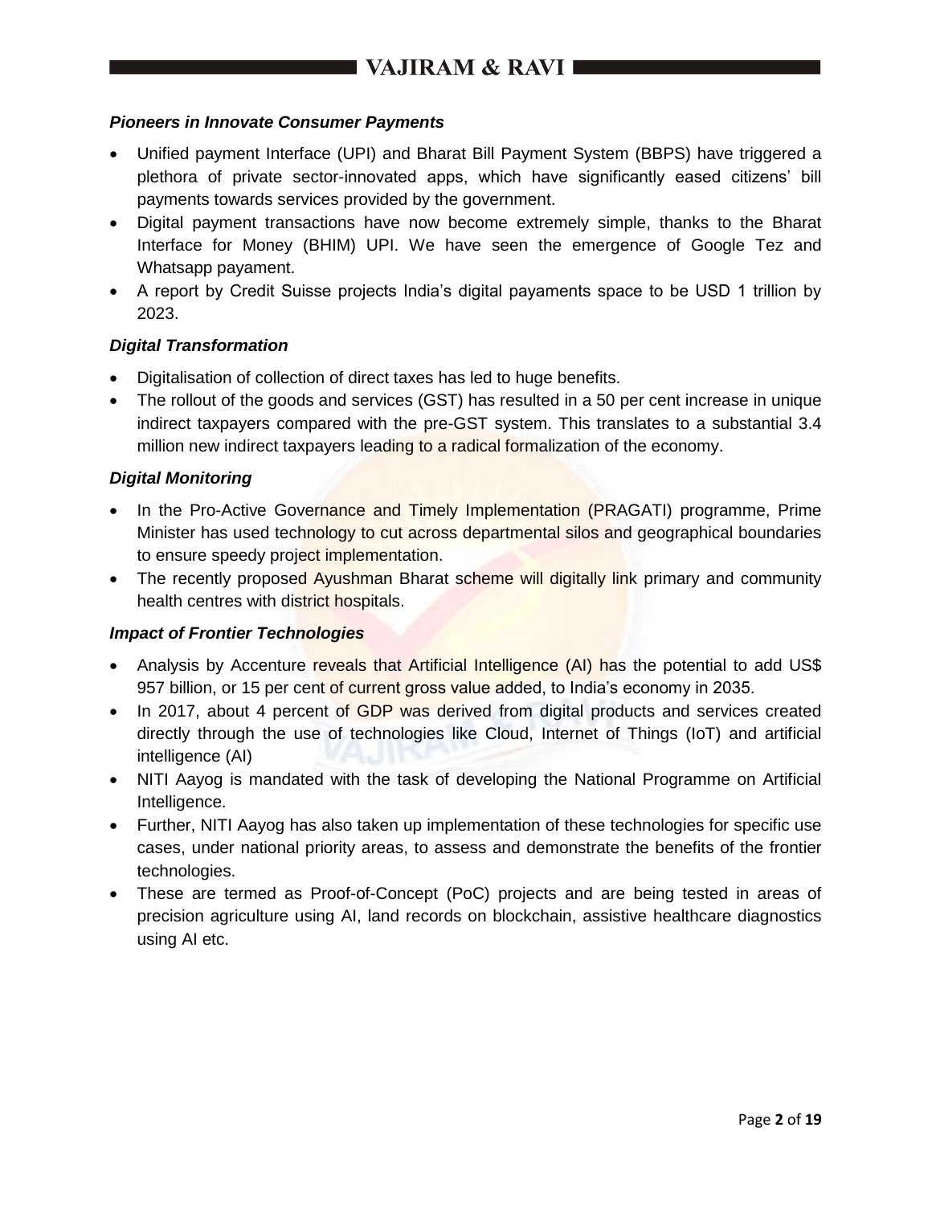### *Pioneers in Innovate Consumer Payments*

- Unified payment Interface (UPI) and Bharat Bill Payment System (BBPS) have triggered a plethora of private sector-innovated apps, which have significantly eased citizens' bill payments towards services provided by the government.
- Digital payment transactions have now become extremely simple, thanks to the Bharat Interface for Money (BHIM) UPI. We have seen the emergence of Google Tez and Whatsapp payament.
- A report by Credit Suisse projects India's digital payaments space to be USD 1 trillion by 2023.

### *Digital Transformation*

- Digitalisation of collection of direct taxes has led to huge benefits.
- The rollout of the goods and services (GST) has resulted in a 50 per cent increase in unique indirect taxpayers compared with the pre-GST system. This translates to a substantial 3.4 million new indirect taxpayers leading to a radical formalization of the economy.

### *Digital Monitoring*

- In the Pro-Active Governance and Timely Implementation (PRAGATI) programme, Prime Minister has used technology to cut across departmental silos and geographical boundaries to ensure speedy project implementation.
- The recently proposed Ayushman Bharat scheme will digitally link primary and community health centres with district hospitals.

### *Impact of Frontier Technologies*

- Analysis by Accenture reveals that Artificial Intelligence (AI) has the potential to add US$ 957 billion, or 15 per cent of current gross value added, to India's economy in 2035.
- In 2017, about 4 percent of GDP was derived from digital products and services created directly through the use of technologies like Cloud, Internet of Things (IoT) and artificial intelligence (AI)
- NITI Aayog is mandated with the task of developing the National Programme on Artificial Intelligence.
- Further, NITI Aayog has also taken up implementation of these technologies for specific use cases, under national priority areas, to assess and demonstrate the benefits of the frontier technologies.
- These are termed as Proof-of-Concept (PoC) projects and are being tested in areas of precision agriculture using AI, land records on blockchain, assistive healthcare diagnostics using AI etc.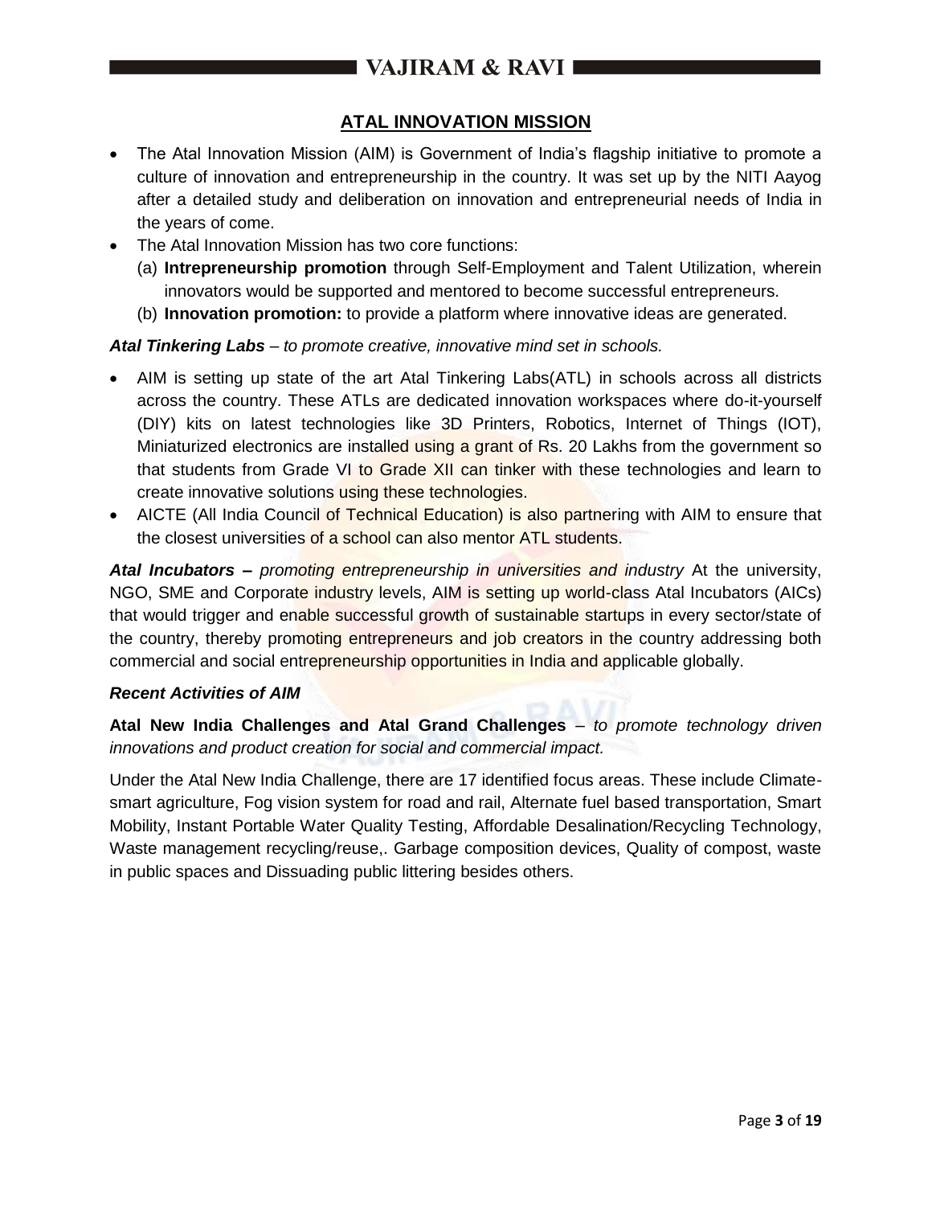## ATAL INNOVATION MISSION

- The Atal Innovation Mission (AIM) is Government of India's flagship initiative to promote a culture of innovation and entrepreneurship in the country. It was set up by the NITI Aayog after a detailed study and deliberation on innovation and entrepreneurial needs of India in the years of come.
- The Atal Innovation Mission has two core functions:
  (a) **Intrepreneurship promotion** through Self-Employment and Talent Utilization, wherein innovators would be supported and mentored to become successful entrepreneurs.
  (b) **Innovation promotion:** to provide a platform where innovative ideas are generated.

***Atal Tinkering Labs*** *– to promote creative, innovative mind set in schools.*

- AIM is setting up state of the art Atal Tinkering Labs(ATL) in schools across all districts across the country. These ATLs are dedicated innovation workspaces where do-it-yourself (DIY) kits on latest technologies like 3D Printers, Robotics, Internet of Things (IOT), Miniaturized electronics are installed using a grant of Rs. 20 Lakhs from the government so that students from Grade VI to Grade XII can tinker with these technologies and learn to create innovative solutions using these technologies.
- AICTE (All India Council of Technical Education) is also partnering with AIM to ensure that the closest universities of a school can also mentor ATL students.

***Atal Incubators –*** *promoting entrepreneurship in universities and industry* At the university, NGO, SME and Corporate industry levels, AIM is setting up world-class Atal Incubators (AICs) that would trigger and enable successful growth of sustainable startups in every sector/state of the country, thereby promoting entrepreneurs and job creators in the country addressing both commercial and social entrepreneurship opportunities in India and applicable globally.

***Recent Activities of AIM***

**Atal New India Challenges and Atal Grand Challenges** – *to promote technology driven innovations and product creation for social and commercial impact.*

Under the Atal New India Challenge, there are 17 identified focus areas. These include Climate-smart agriculture, Fog vision system for road and rail, Alternate fuel based transportation, Smart Mobility, Instant Portable Water Quality Testing, Affordable Desalination/Recycling Technology, Waste management recycling/reuse,. Garbage composition devices, Quality of compost, waste in public spaces and Dissuading public littering besides others.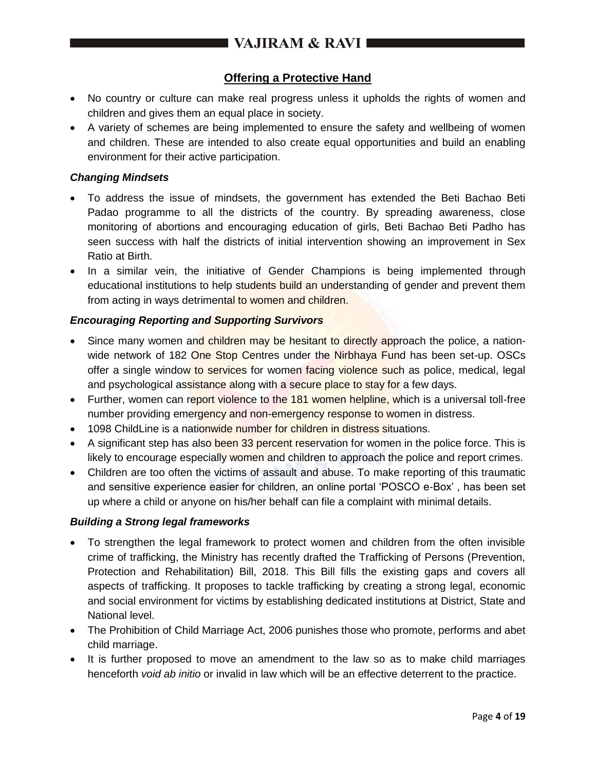## Offering a Protective Hand

- No country or culture can make real progress unless it upholds the rights of women and children and gives them an equal place in society.
- A variety of schemes are being implemented to ensure the safety and wellbeing of women and children. These are intended to also create equal opportunities and build an enabling environment for their active participation.

### *Changing Mindsets*

- To address the issue of mindsets, the government has extended the Beti Bachao Beti Padao programme to all the districts of the country. By spreading awareness, close monitoring of abortions and encouraging education of girls, Beti Bachao Beti Padho has seen success with half the districts of initial intervention showing an improvement in Sex Ratio at Birth.
- In a similar vein, the initiative of Gender Champions is being implemented through educational institutions to help students build an understanding of gender and prevent them from acting in ways detrimental to women and children.

### *Encouraging Reporting and Supporting Survivors*

- Since many women and children may be hesitant to directly approach the police, a nation-wide network of 182 One Stop Centres under the Nirbhaya Fund has been set-up. OSCs offer a single window to services for women facing violence such as police, medical, legal and psychological assistance along with a secure place to stay for a few days.
- Further, women can report violence to the 181 women helpline, which is a universal toll-free number providing emergency and non-emergency response to women in distress.
- 1098 ChildLine is a nationwide number for children in distress situations.
- A significant step has also been 33 percent reservation for women in the police force. This is likely to encourage especially women and children to approach the police and report crimes.
- Children are too often the victims of assault and abuse. To make reporting of this traumatic and sensitive experience easier for children, an online portal 'POSCO e-Box' , has been set up where a child or anyone on his/her behalf can file a complaint with minimal details.

### *Building a Strong legal frameworks*

- To strengthen the legal framework to protect women and children from the often invisible crime of trafficking, the Ministry has recently drafted the Trafficking of Persons (Prevention, Protection and Rehabilitation) Bill, 2018. This Bill fills the existing gaps and covers all aspects of trafficking. It proposes to tackle trafficking by creating a strong legal, economic and social environment for victims by establishing dedicated institutions at District, State and National level.
- The Prohibition of Child Marriage Act, 2006 punishes those who promote, performs and abet child marriage.
- It is further proposed to move an amendment to the law so as to make child marriages henceforth *void ab initio* or invalid in law which will be an effective deterrent to the practice.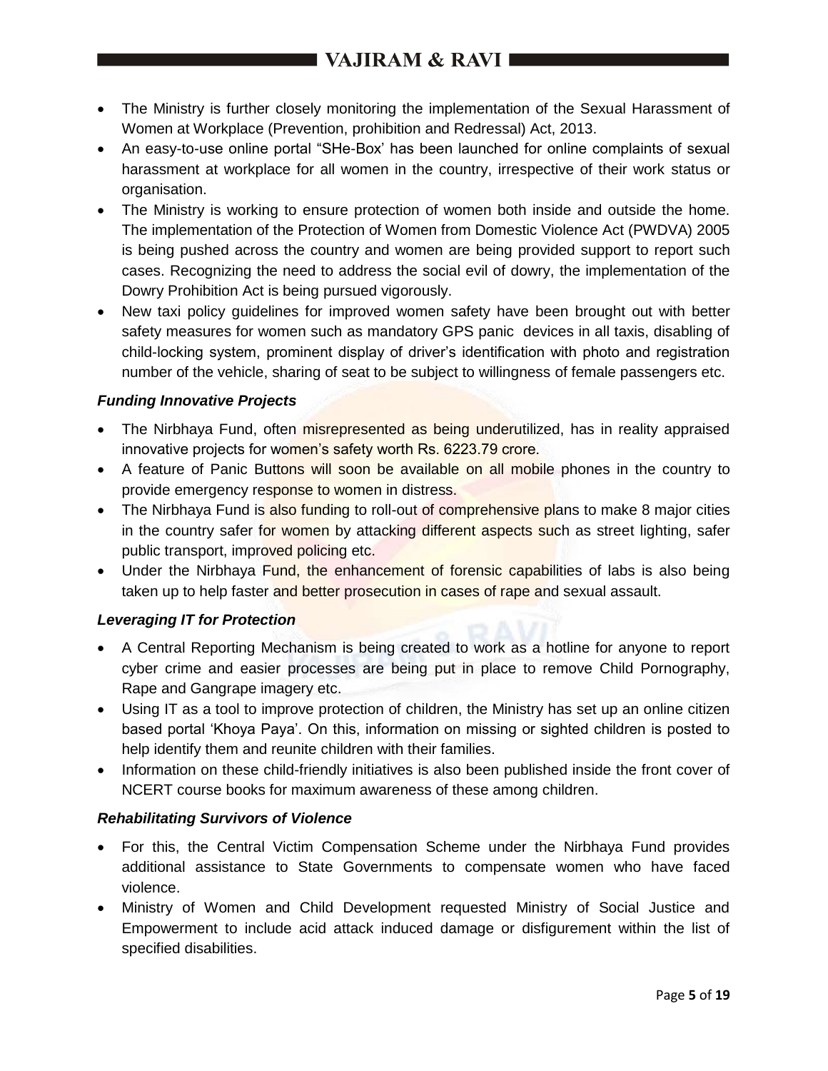- The Ministry is further closely monitoring the implementation of the Sexual Harassment of Women at Workplace (Prevention, prohibition and Redressal) Act, 2013.
- An easy-to-use online portal "SHe-Box' has been launched for online complaints of sexual harassment at workplace for all women in the country, irrespective of their work status or organisation.
- The Ministry is working to ensure protection of women both inside and outside the home. The implementation of the Protection of Women from Domestic Violence Act (PWDVA) 2005 is being pushed across the country and women are being provided support to report such cases. Recognizing the need to address the social evil of dowry, the implementation of the Dowry Prohibition Act is being pursued vigorously.
- New taxi policy guidelines for improved women safety have been brought out with better safety measures for women such as mandatory GPS panic devices in all taxis, disabling of child-locking system, prominent display of driver's identification with photo and registration number of the vehicle, sharing of seat to be subject to willingness of female passengers etc.

***Funding Innovative Projects***

- The Nirbhaya Fund, often misrepresented as being underutilized, has in reality appraised innovative projects for women's safety worth Rs. 6223.79 crore.
- A feature of Panic Buttons will soon be available on all mobile phones in the country to provide emergency response to women in distress.
- The Nirbhaya Fund is also funding to roll-out of comprehensive plans to make 8 major cities in the country safer for women by attacking different aspects such as street lighting, safer public transport, improved policing etc.
- Under the Nirbhaya Fund, the enhancement of forensic capabilities of labs is also being taken up to help faster and better prosecution in cases of rape and sexual assault.

***Leveraging IT for Protection***

- A Central Reporting Mechanism is being created to work as a hotline for anyone to report cyber crime and easier processes are being put in place to remove Child Pornography, Rape and Gangrape imagery etc.
- Using IT as a tool to improve protection of children, the Ministry has set up an online citizen based portal 'Khoya Paya'. On this, information on missing or sighted children is posted to help identify them and reunite children with their families.
- Information on these child-friendly initiatives is also been published inside the front cover of NCERT course books for maximum awareness of these among children.

***Rehabilitating Survivors of Violence***

- For this, the Central Victim Compensation Scheme under the Nirbhaya Fund provides additional assistance to State Governments to compensate women who have faced violence.
- Ministry of Women and Child Development requested Ministry of Social Justice and Empowerment to include acid attack induced damage or disfigurement within the list of specified disabilities.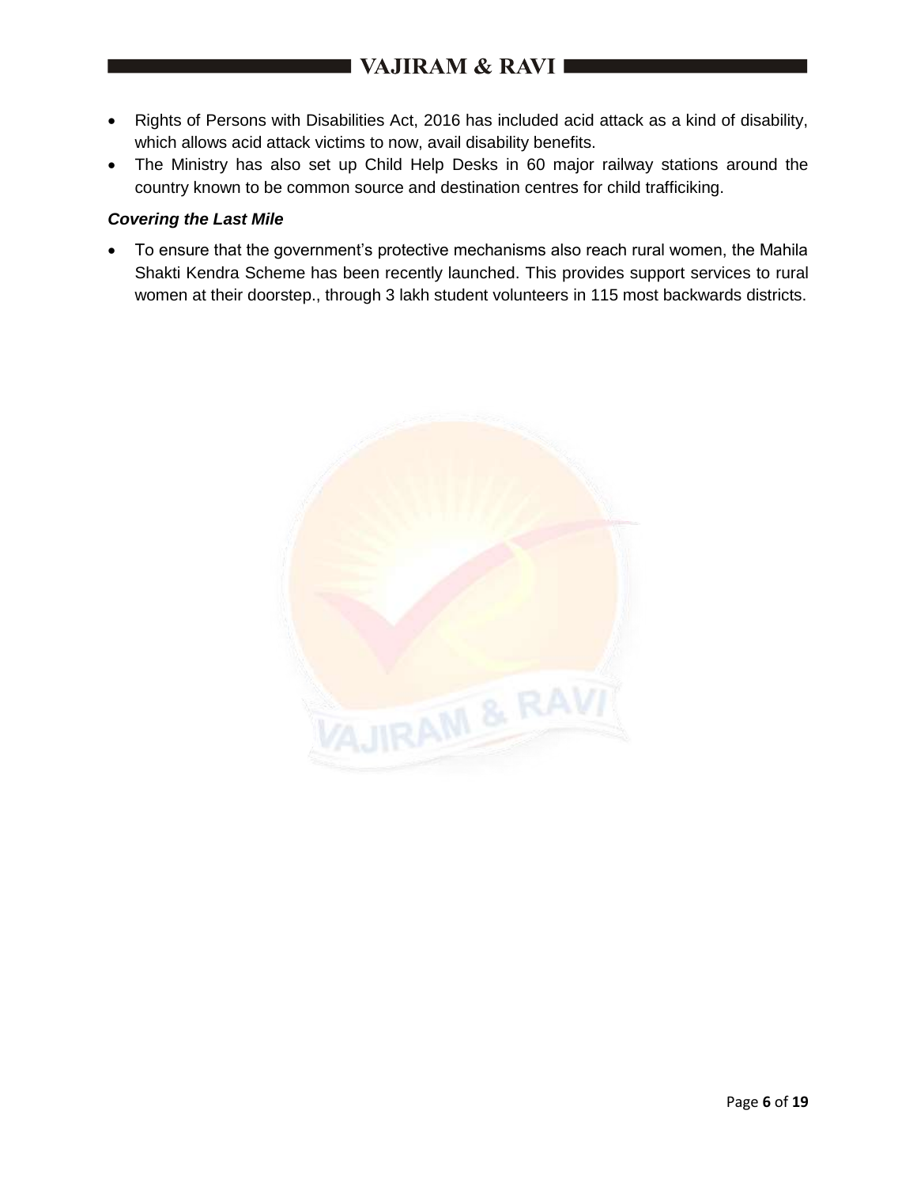- Rights of Persons with Disabilities Act, 2016 has included acid attack as a kind of disability, which allows acid attack victims to now, avail disability benefits.
- The Ministry has also set up Child Help Desks in 60 major railway stations around the country known to be common source and destination centres for child trafficiking.

***Covering the Last Mile***

- To ensure that the government's protective mechanisms also reach rural women, the Mahila Shakti Kendra Scheme has been recently launched. This provides support services to rural women at their doorstep., through 3 lakh student volunteers in 115 most backwards districts.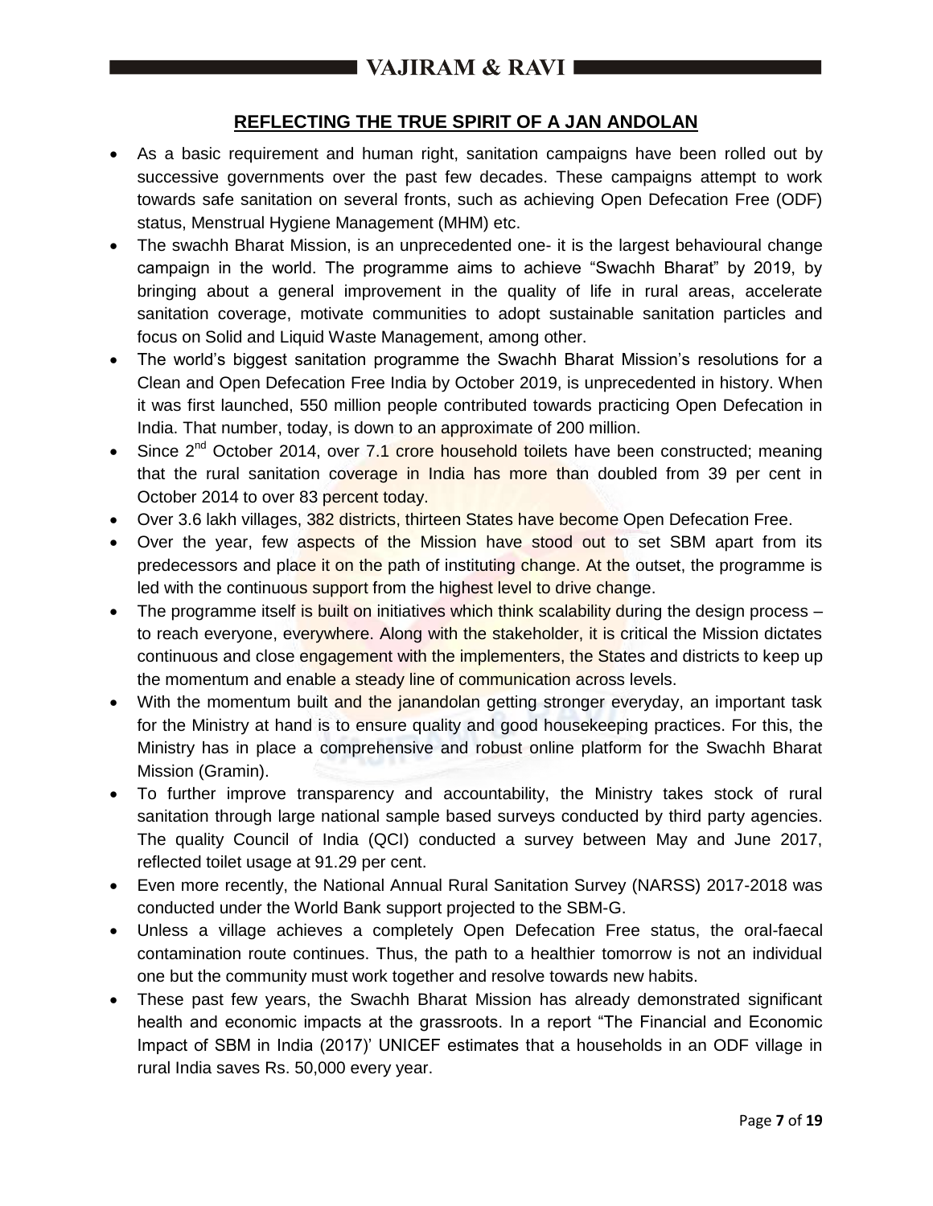## REFLECTING THE TRUE SPIRIT OF A JAN ANDOLAN

- As a basic requirement and human right, sanitation campaigns have been rolled out by successive governments over the past few decades. These campaigns attempt to work towards safe sanitation on several fronts, such as achieving Open Defecation Free (ODF) status, Menstrual Hygiene Management (MHM) etc.
- The swachh Bharat Mission, is an unprecedented one- it is the largest behavioural change campaign in the world. The programme aims to achieve "Swachh Bharat" by 2019, by bringing about a general improvement in the quality of life in rural areas, accelerate sanitation coverage, motivate communities to adopt sustainable sanitation particles and focus on Solid and Liquid Waste Management, among other.
- The world's biggest sanitation programme the Swachh Bharat Mission's resolutions for a Clean and Open Defecation Free India by October 2019, is unprecedented in history. When it was first launched, 550 million people contributed towards practicing Open Defecation in India. That number, today, is down to an approximate of 200 million.
- Since 2nd October 2014, over 7.1 crore household toilets have been constructed; meaning that the rural sanitation coverage in India has more than doubled from 39 per cent in October 2014 to over 83 percent today.
- Over 3.6 lakh villages, 382 districts, thirteen States have become Open Defecation Free.
- Over the year, few aspects of the Mission have stood out to set SBM apart from its predecessors and place it on the path of instituting change. At the outset, the programme is led with the continuous support from the highest level to drive change.
- The programme itself is built on initiatives which think scalability during the design process – to reach everyone, everywhere. Along with the stakeholder, it is critical the Mission dictates continuous and close engagement with the implementers, the States and districts to keep up the momentum and enable a steady line of communication across levels.
- With the momentum built and the janandolan getting stronger everyday, an important task for the Ministry at hand is to ensure quality and good housekeeping practices. For this, the Ministry has in place a comprehensive and robust online platform for the Swachh Bharat Mission (Gramin).
- To further improve transparency and accountability, the Ministry takes stock of rural sanitation through large national sample based surveys conducted by third party agencies. The quality Council of India (QCI) conducted a survey between May and June 2017, reflected toilet usage at 91.29 per cent.
- Even more recently, the National Annual Rural Sanitation Survey (NARSS) 2017-2018 was conducted under the World Bank support projected to the SBM-G.
- Unless a village achieves a completely Open Defecation Free status, the oral-faecal contamination route continues. Thus, the path to a healthier tomorrow is not an individual one but the community must work together and resolve towards new habits.
- These past few years, the Swachh Bharat Mission has already demonstrated significant health and economic impacts at the grassroots. In a report "The Financial and Economic Impact of SBM in India (2017)' UNICEF estimates that a households in an ODF village in rural India saves Rs. 50,000 every year.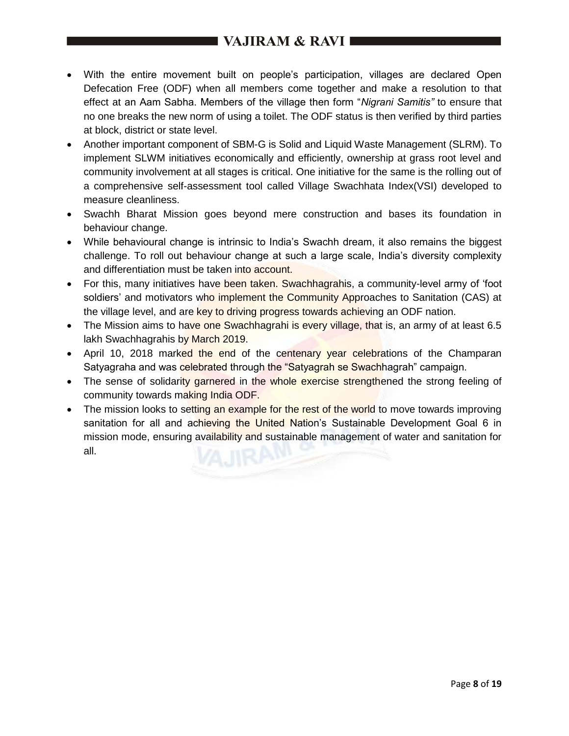- With the entire movement built on people's participation, villages are declared Open Defecation Free (ODF) when all members come together and make a resolution to that effect at an Aam Sabha. Members of the village then form "*Nigrani Samitis"* to ensure that no one breaks the new norm of using a toilet. The ODF status is then verified by third parties at block, district or state level.
- Another important component of SBM-G is Solid and Liquid Waste Management (SLRM). To implement SLWM initiatives economically and efficiently, ownership at grass root level and community involvement at all stages is critical. One initiative for the same is the rolling out of a comprehensive self-assessment tool called Village Swachhata Index(VSI) developed to measure cleanliness.
- Swachh Bharat Mission goes beyond mere construction and bases its foundation in behaviour change.
- While behavioural change is intrinsic to India's Swachh dream, it also remains the biggest challenge. To roll out behaviour change at such a large scale, India's diversity complexity and differentiation must be taken into account.
- For this, many initiatives have been taken. Swachhagrahis, a community-level army of 'foot soldiers' and motivators who implement the Community Approaches to Sanitation (CAS) at the village level, and are key to driving progress towards achieving an ODF nation.
- The Mission aims to have one Swachhagrahi is every village, that is, an army of at least 6.5 lakh Swachhagrahis by March 2019.
- April 10, 2018 marked the end of the centenary year celebrations of the Champaran Satyagraha and was celebrated through the "Satyagrah se Swachhagrah" campaign.
- The sense of solidarity garnered in the whole exercise strengthened the strong feeling of community towards making India ODF.
- The mission looks to setting an example for the rest of the world to move towards improving sanitation for all and achieving the United Nation's Sustainable Development Goal 6 in mission mode, ensuring availability and sustainable management of water and sanitation for all.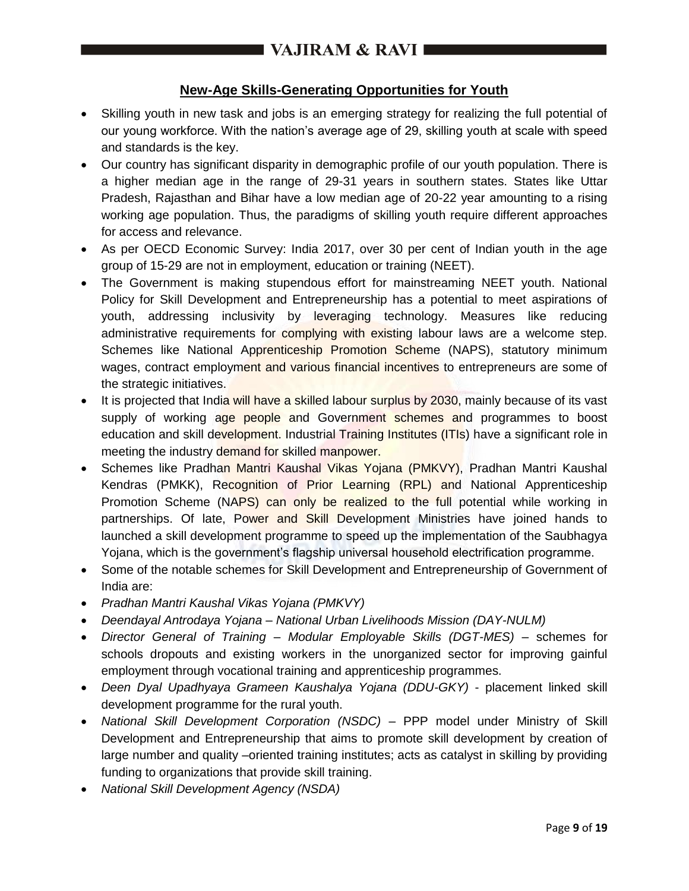## New-Age Skills-Generating Opportunities for Youth

- Skilling youth in new task and jobs is an emerging strategy for realizing the full potential of our young workforce. With the nation's average age of 29, skilling youth at scale with speed and standards is the key.
- Our country has significant disparity in demographic profile of our youth population. There is a higher median age in the range of 29-31 years in southern states. States like Uttar Pradesh, Rajasthan and Bihar have a low median age of 20-22 year amounting to a rising working age population. Thus, the paradigms of skilling youth require different approaches for access and relevance.
- As per OECD Economic Survey: India 2017, over 30 per cent of Indian youth in the age group of 15-29 are not in employment, education or training (NEET).
- The Government is making stupendous effort for mainstreaming NEET youth. National Policy for Skill Development and Entrepreneurship has a potential to meet aspirations of youth, addressing inclusivity by leveraging technology. Measures like reducing administrative requirements for complying with existing labour laws are a welcome step. Schemes like National Apprenticeship Promotion Scheme (NAPS), statutory minimum wages, contract employment and various financial incentives to entrepreneurs are some of the strategic initiatives.
- It is projected that India will have a skilled labour surplus by 2030, mainly because of its vast supply of working age people and Government schemes and programmes to boost education and skill development. Industrial Training Institutes (ITIs) have a significant role in meeting the industry demand for skilled manpower.
- Schemes like Pradhan Mantri Kaushal Vikas Yojana (PMKVY), Pradhan Mantri Kaushal Kendras (PMKK), Recognition of Prior Learning (RPL) and National Apprenticeship Promotion Scheme (NAPS) can only be realized to the full potential while working in partnerships. Of late, Power and Skill Development Ministries have joined hands to launched a skill development programme to speed up the implementation of the Saubhagya Yojana, which is the government's flagship universal household electrification programme.
- Some of the notable schemes for Skill Development and Entrepreneurship of Government of India are:
- *Pradhan Mantri Kaushal Vikas Yojana (PMKVY)*
- *Deendayal Antrodaya Yojana – National Urban Livelihoods Mission (DAY-NULM)*
- *Director General of Training – Modular Employable Skills (DGT-MES)* – schemes for schools dropouts and existing workers in the unorganized sector for improving gainful employment through vocational training and apprenticeship programmes.
- *Deen Dyal Upadhyaya Grameen Kaushalya Yojana (DDU-GKY)* - placement linked skill development programme for the rural youth.
- *National Skill Development Corporation (NSDC)* – PPP model under Ministry of Skill Development and Entrepreneurship that aims to promote skill development by creation of large number and quality –oriented training institutes; acts as catalyst in skilling by providing funding to organizations that provide skill training.
- *National Skill Development Agency (NSDA)*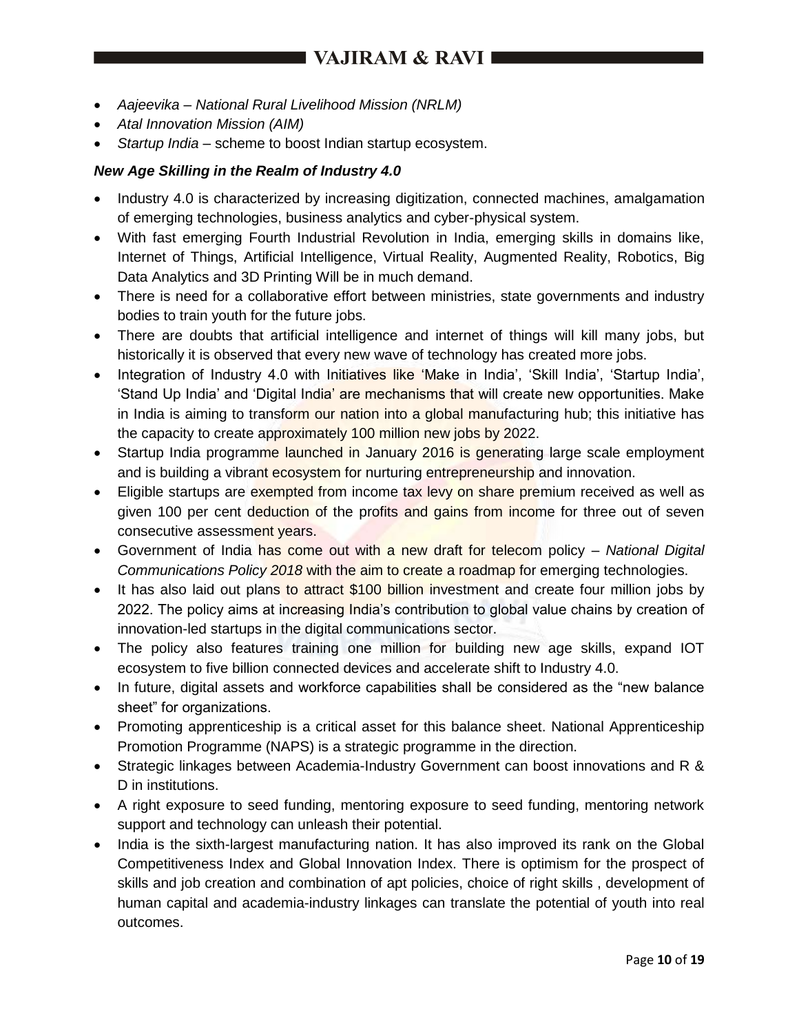- *Aajeevika – National Rural Livelihood Mission (NRLM)*
- *Atal Innovation Mission (AIM)*
- *Startup India* – scheme to boost Indian startup ecosystem.

***New Age Skilling in the Realm of Industry 4.0***

- Industry 4.0 is characterized by increasing digitization, connected machines, amalgamation of emerging technologies, business analytics and cyber-physical system.
- With fast emerging Fourth Industrial Revolution in India, emerging skills in domains like, Internet of Things, Artificial Intelligence, Virtual Reality, Augmented Reality, Robotics, Big Data Analytics and 3D Printing Will be in much demand.
- There is need for a collaborative effort between ministries, state governments and industry bodies to train youth for the future jobs.
- There are doubts that artificial intelligence and internet of things will kill many jobs, but historically it is observed that every new wave of technology has created more jobs.
- Integration of Industry 4.0 with Initiatives like 'Make in India', 'Skill India', 'Startup India', 'Stand Up India' and 'Digital India' are mechanisms that will create new opportunities. Make in India is aiming to transform our nation into a global manufacturing hub; this initiative has the capacity to create approximately 100 million new jobs by 2022.
- Startup India programme launched in January 2016 is generating large scale employment and is building a vibrant ecosystem for nurturing entrepreneurship and innovation.
- Eligible startups are exempted from income tax levy on share premium received as well as given 100 per cent deduction of the profits and gains from income for three out of seven consecutive assessment years.
- Government of India has come out with a new draft for telecom policy – *National Digital Communications Policy 2018* with the aim to create a roadmap for emerging technologies.
- It has also laid out plans to attract $100 billion investment and create four million jobs by 2022. The policy aims at increasing India's contribution to global value chains by creation of innovation-led startups in the digital communications sector.
- The policy also features training one million for building new age skills, expand IOT ecosystem to five billion connected devices and accelerate shift to Industry 4.0.
- In future, digital assets and workforce capabilities shall be considered as the "new balance sheet" for organizations.
- Promoting apprenticeship is a critical asset for this balance sheet. National Apprenticeship Promotion Programme (NAPS) is a strategic programme in the direction.
- Strategic linkages between Academia-Industry Government can boost innovations and R & D in institutions.
- A right exposure to seed funding, mentoring exposure to seed funding, mentoring network support and technology can unleash their potential.
- India is the sixth-largest manufacturing nation. It has also improved its rank on the Global Competitiveness Index and Global Innovation Index. There is optimism for the prospect of skills and job creation and combination of apt policies, choice of right skills , development of human capital and academia-industry linkages can translate the potential of youth into real outcomes.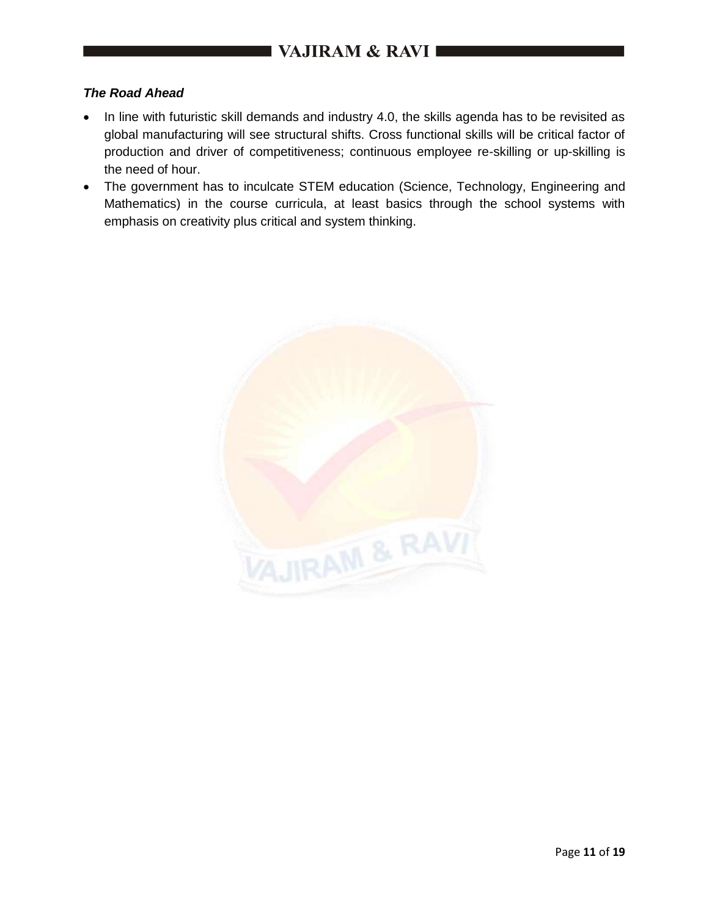***The Road Ahead***

- In line with futuristic skill demands and industry 4.0, the skills agenda has to be revisited as global manufacturing will see structural shifts. Cross functional skills will be critical factor of production and driver of competitiveness; continuous employee re-skilling or up-skilling is the need of hour.
- The government has to inculcate STEM education (Science, Technology, Engineering and Mathematics) in the course curricula, at least basics through the school systems with emphasis on creativity plus critical and system thinking.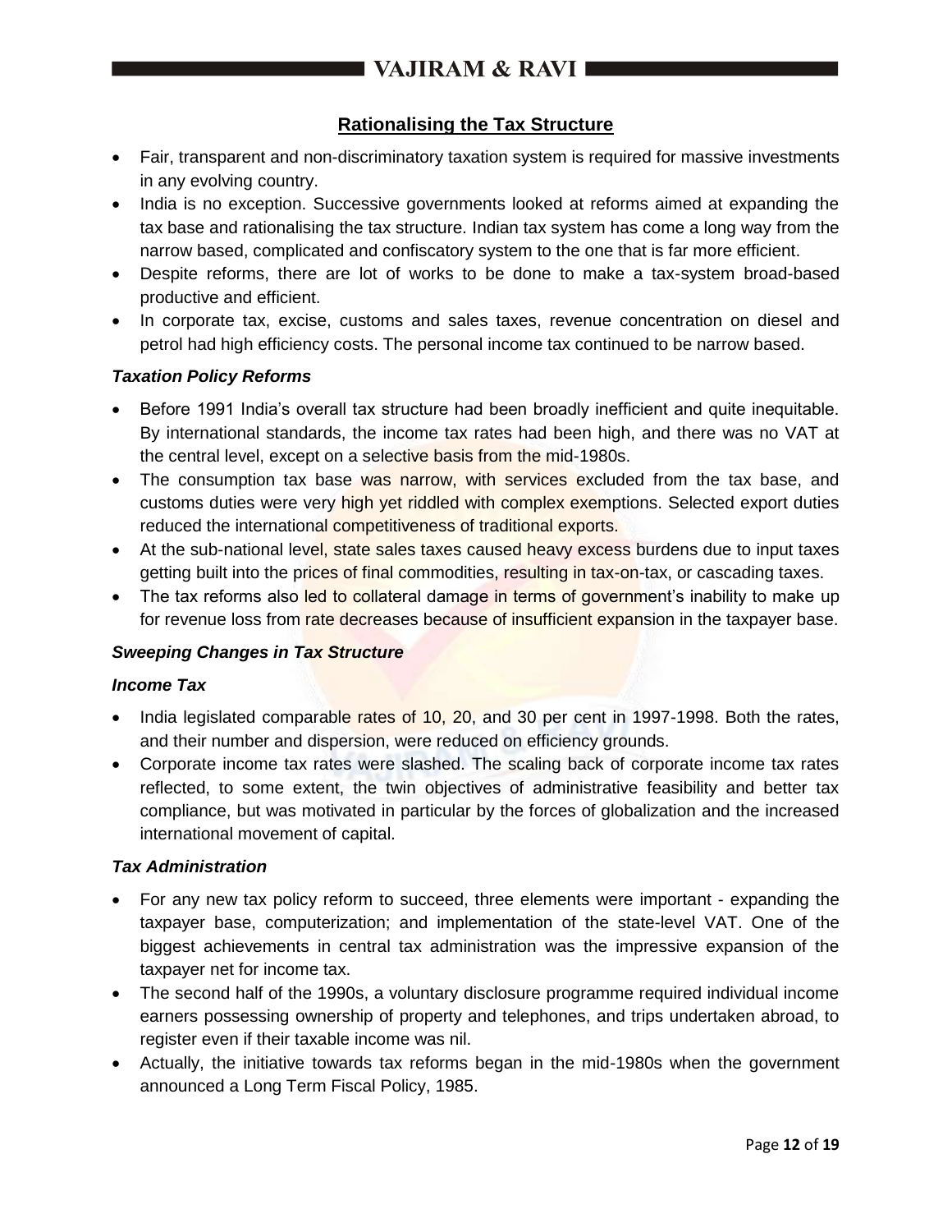## Rationalising the Tax Structure

- Fair, transparent and non-discriminatory taxation system is required for massive investments in any evolving country.
- India is no exception. Successive governments looked at reforms aimed at expanding the tax base and rationalising the tax structure. Indian tax system has come a long way from the narrow based, complicated and confiscatory system to the one that is far more efficient.
- Despite reforms, there are lot of works to be done to make a tax-system broad-based productive and efficient.
- In corporate tax, excise, customs and sales taxes, revenue concentration on diesel and petrol had high efficiency costs. The personal income tax continued to be narrow based.

### *Taxation Policy Reforms*

- Before 1991 India's overall tax structure had been broadly inefficient and quite inequitable. By international standards, the income tax rates had been high, and there was no VAT at the central level, except on a selective basis from the mid-1980s.
- The consumption tax base was narrow, with services excluded from the tax base, and customs duties were very high yet riddled with complex exemptions. Selected export duties reduced the international competitiveness of traditional exports.
- At the sub-national level, state sales taxes caused heavy excess burdens due to input taxes getting built into the prices of final commodities, resulting in tax-on-tax, or cascading taxes.
- The tax reforms also led to collateral damage in terms of government's inability to make up for revenue loss from rate decreases because of insufficient expansion in the taxpayer base.

### *Sweeping Changes in Tax Structure*

#### *Income Tax*

- India legislated comparable rates of 10, 20, and 30 per cent in 1997-1998. Both the rates, and their number and dispersion, were reduced on efficiency grounds.
- Corporate income tax rates were slashed. The scaling back of corporate income tax rates reflected, to some extent, the twin objectives of administrative feasibility and better tax compliance, but was motivated in particular by the forces of globalization and the increased international movement of capital.

### *Tax Administration*

- For any new tax policy reform to succeed, three elements were important - expanding the taxpayer base, computerization; and implementation of the state-level VAT. One of the biggest achievements in central tax administration was the impressive expansion of the taxpayer net for income tax.
- The second half of the 1990s, a voluntary disclosure programme required individual income earners possessing ownership of property and telephones, and trips undertaken abroad, to register even if their taxable income was nil.
- Actually, the initiative towards tax reforms began in the mid-1980s when the government announced a Long Term Fiscal Policy, 1985.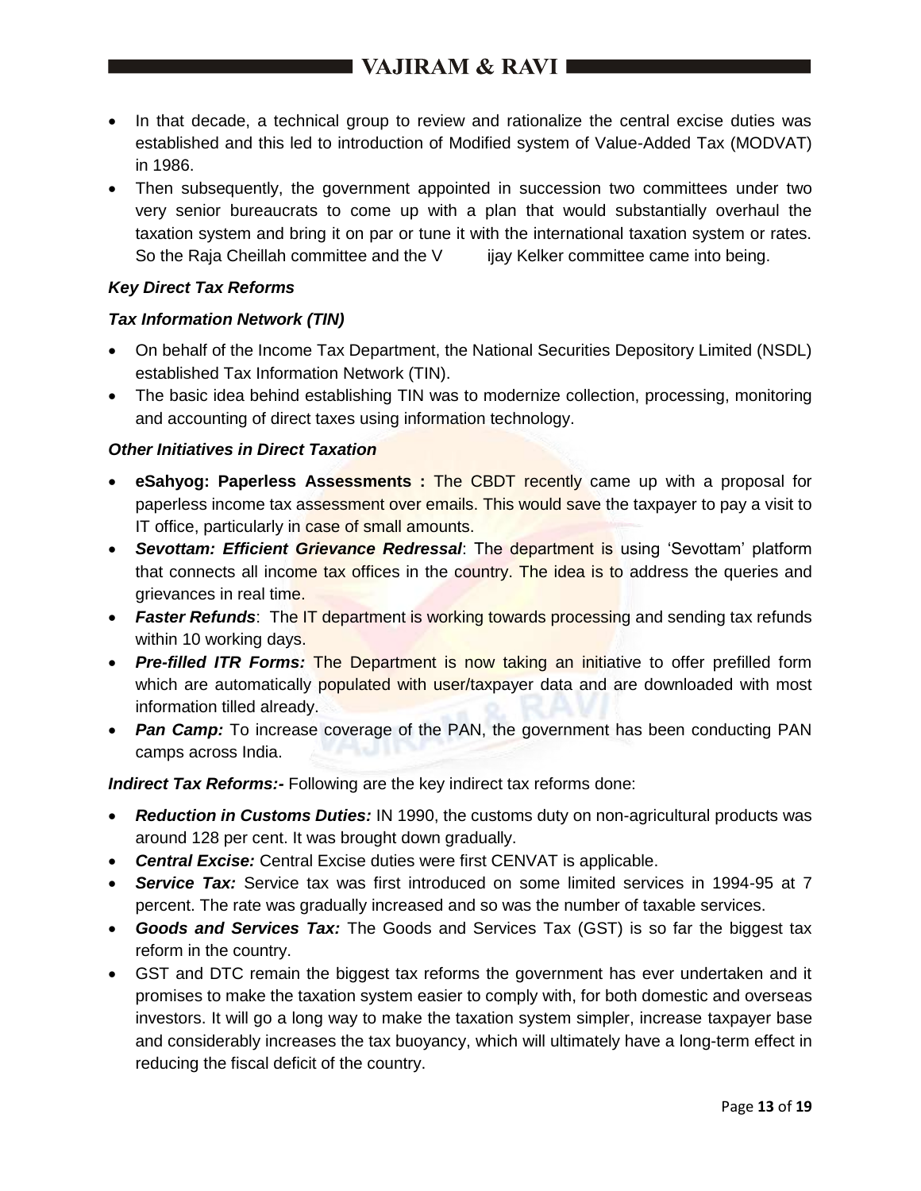- In that decade, a technical group to review and rationalize the central excise duties was established and this led to introduction of Modified system of Value-Added Tax (MODVAT) in 1986.
- Then subsequently, the government appointed in succession two committees under two very senior bureaucrats to come up with a plan that would substantially overhaul the taxation system and bring it on par or tune it with the international taxation system or rates. So the Raja Cheillah committee and the V ijay Kelker committee came into being.

***Key Direct Tax Reforms***

***Tax Information Network (TIN)***

- On behalf of the Income Tax Department, the National Securities Depository Limited (NSDL) established Tax Information Network (TIN).
- The basic idea behind establishing TIN was to modernize collection, processing, monitoring and accounting of direct taxes using information technology.

***Other Initiatives in Direct Taxation***

- **eSahyog: Paperless Assessments :** The CBDT recently came up with a proposal for paperless income tax assessment over emails. This would save the taxpayer to pay a visit to IT office, particularly in case of small amounts.
- ***Sevottam: Efficient Grievance Redressal***: The department is using 'Sevottam' platform that connects all income tax offices in the country. The idea is to address the queries and grievances in real time.
- ***Faster Refunds***: The IT department is working towards processing and sending tax refunds within 10 working days.
- ***Pre-filled ITR Forms:*** The Department is now taking an initiative to offer prefilled form which are automatically populated with user/taxpayer data and are downloaded with most information tilled already.
- ***Pan Camp:*** To increase coverage of the PAN, the government has been conducting PAN camps across India.

***Indirect Tax Reforms:-*** Following are the key indirect tax reforms done:

- ***Reduction in Customs Duties:*** IN 1990, the customs duty on non-agricultural products was around 128 per cent. It was brought down gradually.
- ***Central Excise:*** Central Excise duties were first CENVAT is applicable.
- ***Service Tax:*** Service tax was first introduced on some limited services in 1994-95 at 7 percent. The rate was gradually increased and so was the number of taxable services.
- ***Goods and Services Tax:*** The Goods and Services Tax (GST) is so far the biggest tax reform in the country.
- GST and DTC remain the biggest tax reforms the government has ever undertaken and it promises to make the taxation system easier to comply with, for both domestic and overseas investors. It will go a long way to make the taxation system simpler, increase taxpayer base and considerably increases the tax buoyancy, which will ultimately have a long-term effect in reducing the fiscal deficit of the country.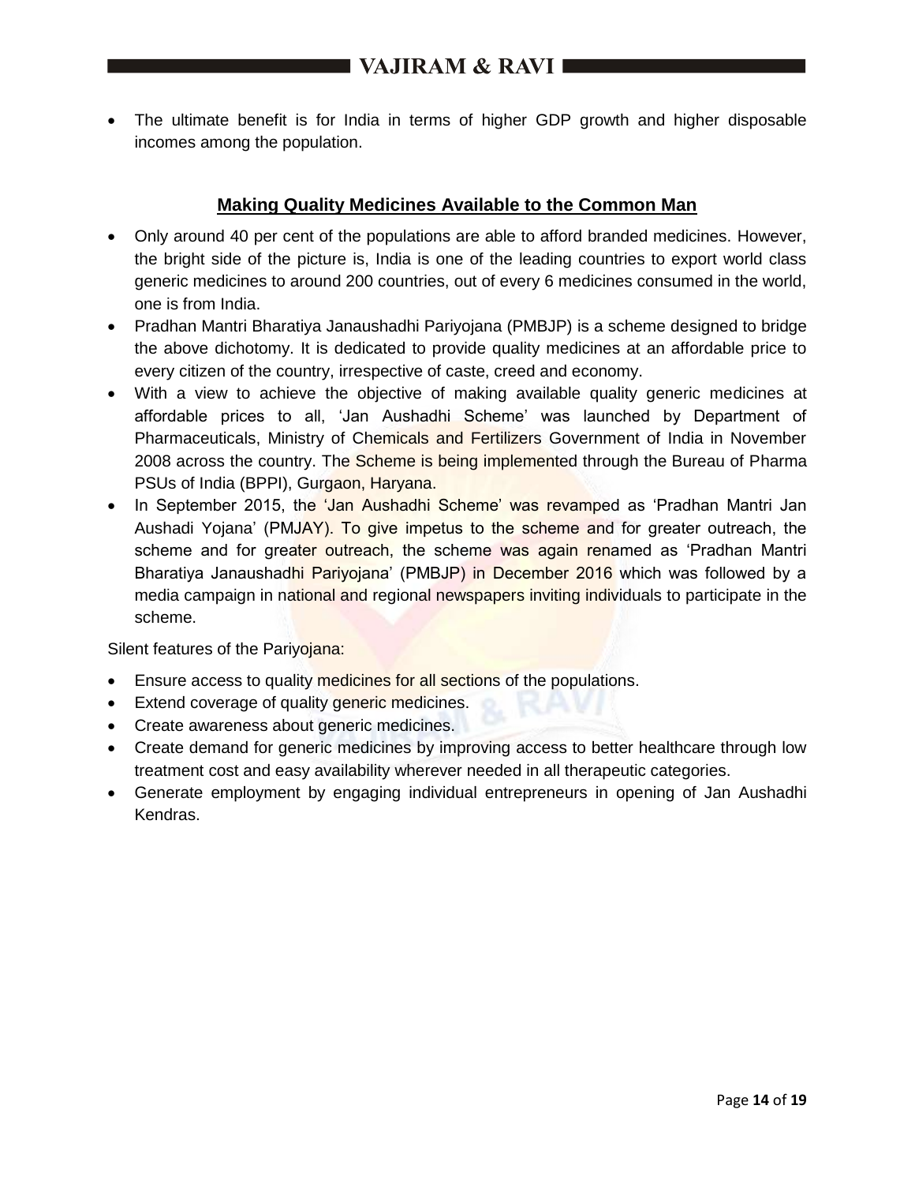- The ultimate benefit is for India in terms of higher GDP growth and higher disposable incomes among the population.

## Making Quality Medicines Available to the Common Man

- Only around 40 per cent of the populations are able to afford branded medicines. However, the bright side of the picture is, India is one of the leading countries to export world class generic medicines to around 200 countries, out of every 6 medicines consumed in the world, one is from India.
- Pradhan Mantri Bharatiya Janaushadhi Pariyojana (PMBJP) is a scheme designed to bridge the above dichotomy. It is dedicated to provide quality medicines at an affordable price to every citizen of the country, irrespective of caste, creed and economy.
- With a view to achieve the objective of making available quality generic medicines at affordable prices to all, 'Jan Aushadhi Scheme' was launched by Department of Pharmaceuticals, Ministry of Chemicals and Fertilizers Government of India in November 2008 across the country. The Scheme is being implemented through the Bureau of Pharma PSUs of India (BPPI), Gurgaon, Haryana.
- In September 2015, the 'Jan Aushadhi Scheme' was revamped as 'Pradhan Mantri Jan Aushadi Yojana' (PMJAY). To give impetus to the scheme and for greater outreach, the scheme and for greater outreach, the scheme was again renamed as 'Pradhan Mantri Bharatiya Janaushadhi Pariyojana' (PMBJP) in December 2016 which was followed by a media campaign in national and regional newspapers inviting individuals to participate in the scheme.

Silent features of the Pariyojana:

- Ensure access to quality medicines for all sections of the populations.
- Extend coverage of quality generic medicines.
- Create awareness about generic medicines.
- Create demand for generic medicines by improving access to better healthcare through low treatment cost and easy availability wherever needed in all therapeutic categories.
- Generate employment by engaging individual entrepreneurs in opening of Jan Aushadhi Kendras.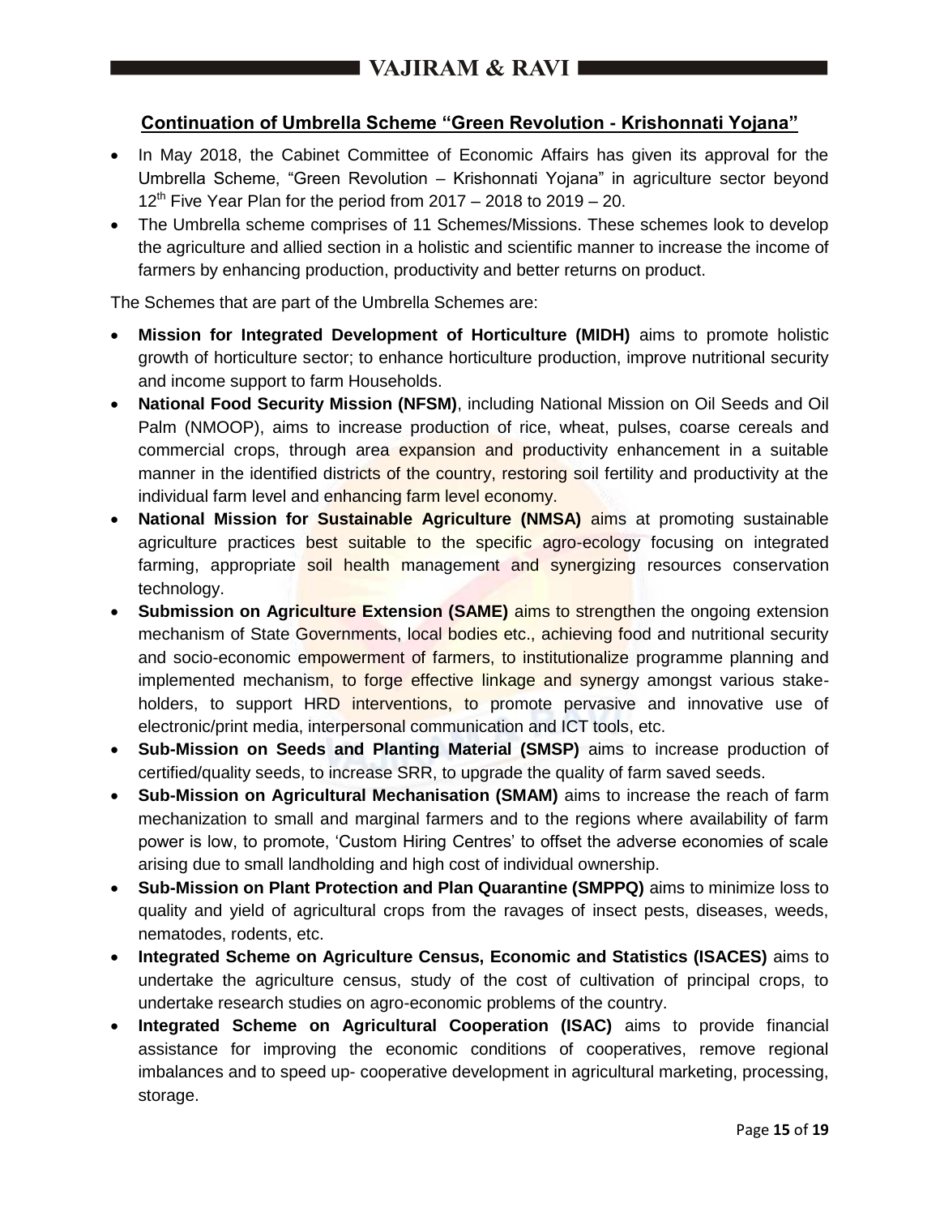## Continuation of Umbrella Scheme "Green Revolution - Krishonnati Yojana"

- In May 2018, the Cabinet Committee of Economic Affairs has given its approval for the Umbrella Scheme, "Green Revolution – Krishonnati Yojana" in agriculture sector beyond 12th Five Year Plan for the period from 2017 – 2018 to 2019 – 20.
- The Umbrella scheme comprises of 11 Schemes/Missions. These schemes look to develop the agriculture and allied section in a holistic and scientific manner to increase the income of farmers by enhancing production, productivity and better returns on product.

The Schemes that are part of the Umbrella Schemes are:

- **Mission for Integrated Development of Horticulture (MIDH)** aims to promote holistic growth of horticulture sector; to enhance horticulture production, improve nutritional security and income support to farm Households.
- **National Food Security Mission (NFSM)**, including National Mission on Oil Seeds and Oil Palm (NMOOP), aims to increase production of rice, wheat, pulses, coarse cereals and commercial crops, through area expansion and productivity enhancement in a suitable manner in the identified districts of the country, restoring soil fertility and productivity at the individual farm level and enhancing farm level economy.
- **National Mission for Sustainable Agriculture (NMSA)** aims at promoting sustainable agriculture practices best suitable to the specific agro-ecology focusing on integrated farming, appropriate soil health management and synergizing resources conservation technology.
- **Submission on Agriculture Extension (SAME)** aims to strengthen the ongoing extension mechanism of State Governments, local bodies etc., achieving food and nutritional security and socio-economic empowerment of farmers, to institutionalize programme planning and implemented mechanism, to forge effective linkage and synergy amongst various stake-holders, to support HRD interventions, to promote pervasive and innovative use of electronic/print media, interpersonal communication and ICT tools, etc.
- **Sub-Mission on Seeds and Planting Material (SMSP)** aims to increase production of certified/quality seeds, to increase SRR, to upgrade the quality of farm saved seeds.
- **Sub-Mission on Agricultural Mechanisation (SMAM)** aims to increase the reach of farm mechanization to small and marginal farmers and to the regions where availability of farm power is low, to promote, 'Custom Hiring Centres' to offset the adverse economies of scale arising due to small landholding and high cost of individual ownership.
- **Sub-Mission on Plant Protection and Plan Quarantine (SMPPQ)** aims to minimize loss to quality and yield of agricultural crops from the ravages of insect pests, diseases, weeds, nematodes, rodents, etc.
- **Integrated Scheme on Agriculture Census, Economic and Statistics (ISACES)** aims to undertake the agriculture census, study of the cost of cultivation of principal crops, to undertake research studies on agro-economic problems of the country.
- **Integrated Scheme on Agricultural Cooperation (ISAC)** aims to provide financial assistance for improving the economic conditions of cooperatives, remove regional imbalances and to speed up- cooperative development in agricultural marketing, processing, storage.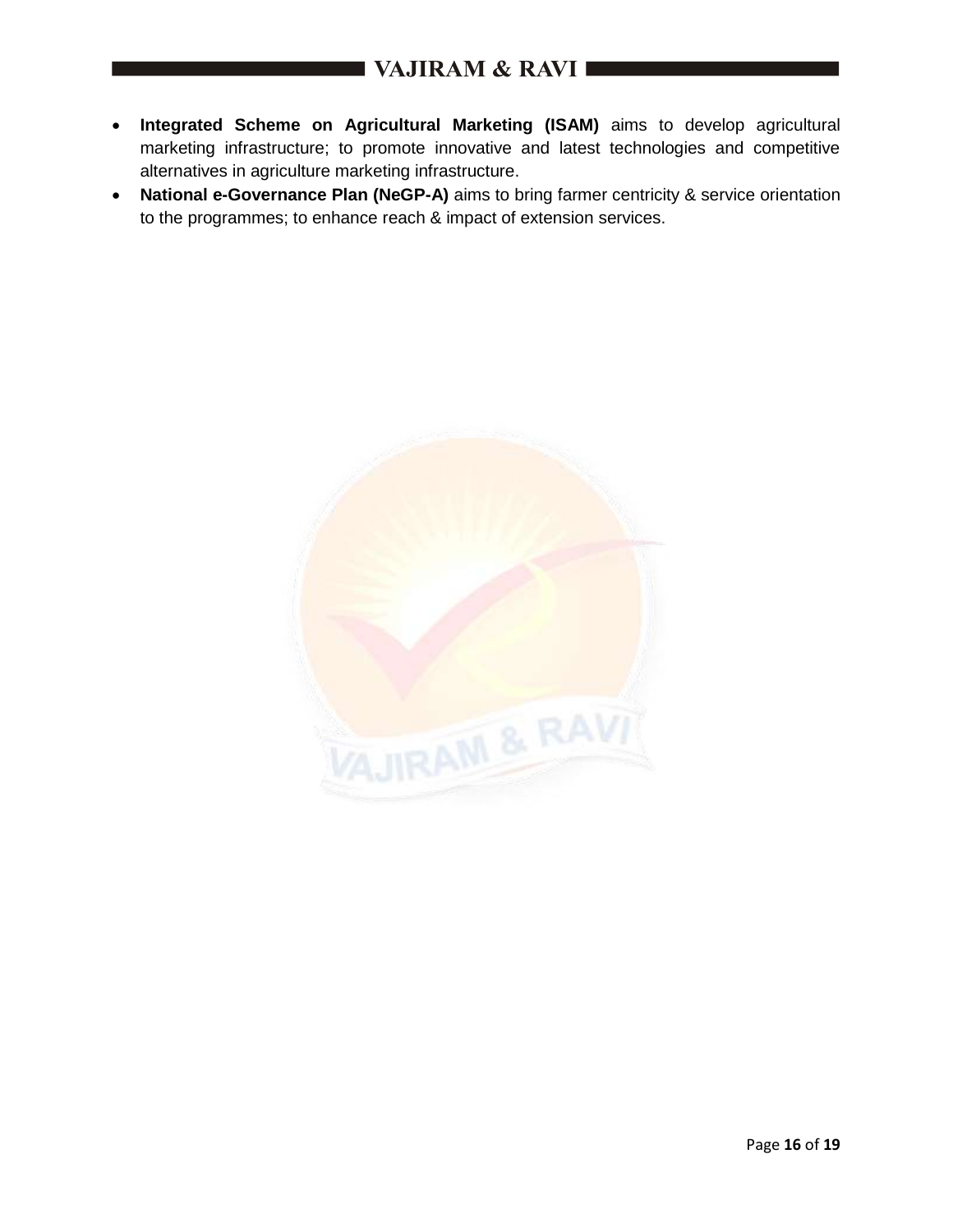- **Integrated Scheme on Agricultural Marketing (ISAM)** aims to develop agricultural marketing infrastructure; to promote innovative and latest technologies and competitive alternatives in agriculture marketing infrastructure.
- **National e-Governance Plan (NeGP-A)** aims to bring farmer centricity & service orientation to the programmes; to enhance reach & impact of extension services.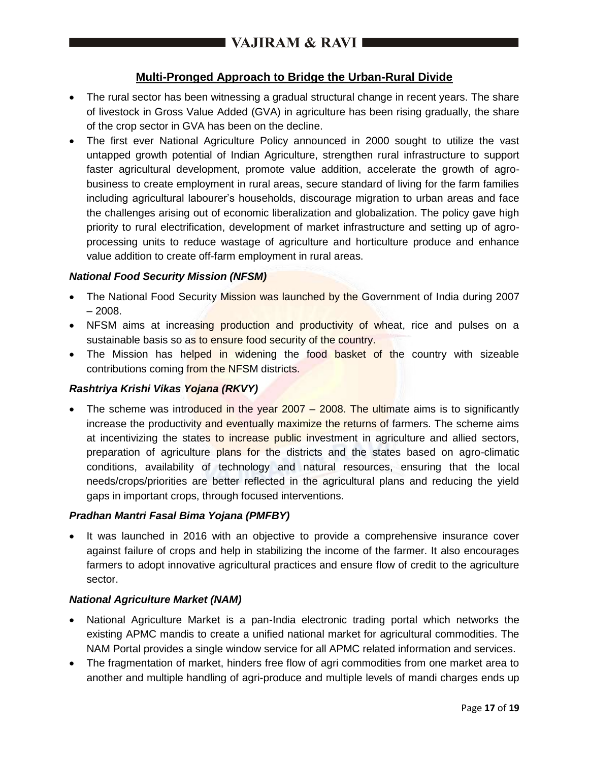## Multi-Pronged Approach to Bridge the Urban-Rural Divide

- The rural sector has been witnessing a gradual structural change in recent years. The share of livestock in Gross Value Added (GVA) in agriculture has been rising gradually, the share of the crop sector in GVA has been on the decline.
- The first ever National Agriculture Policy announced in 2000 sought to utilize the vast untapped growth potential of Indian Agriculture, strengthen rural infrastructure to support faster agricultural development, promote value addition, accelerate the growth of agro-business to create employment in rural areas, secure standard of living for the farm families including agricultural labourer's households, discourage migration to urban areas and face the challenges arising out of economic liberalization and globalization. The policy gave high priority to rural electrification, development of market infrastructure and setting up of agro-processing units to reduce wastage of agriculture and horticulture produce and enhance value addition to create off-farm employment in rural areas.

### *National Food Security Mission (NFSM)*

- The National Food Security Mission was launched by the Government of India during 2007 – 2008.
- NFSM aims at increasing production and productivity of wheat, rice and pulses on a sustainable basis so as to ensure food security of the country.
- The Mission has helped in widening the food basket of the country with sizeable contributions coming from the NFSM districts.

### *Rashtriya Krishi Vikas Yojana (RKVY)*

- The scheme was introduced in the year 2007 – 2008. The ultimate aims is to significantly increase the productivity and eventually maximize the returns of farmers. The scheme aims at incentivizing the states to increase public investment in agriculture and allied sectors, preparation of agriculture plans for the districts and the states based on agro-climatic conditions, availability of technology and natural resources, ensuring that the local needs/crops/priorities are better reflected in the agricultural plans and reducing the yield gaps in important crops, through focused interventions.

### *Pradhan Mantri Fasal Bima Yojana (PMFBY)*

- It was launched in 2016 with an objective to provide a comprehensive insurance cover against failure of crops and help in stabilizing the income of the farmer. It also encourages farmers to adopt innovative agricultural practices and ensure flow of credit to the agriculture sector.

### *National Agriculture Market (NAM)*

- National Agriculture Market is a pan-India electronic trading portal which networks the existing APMC mandis to create a unified national market for agricultural commodities. The NAM Portal provides a single window service for all APMC related information and services.
- The fragmentation of market, hinders free flow of agri commodities from one market area to another and multiple handling of agri-produce and multiple levels of mandi charges ends up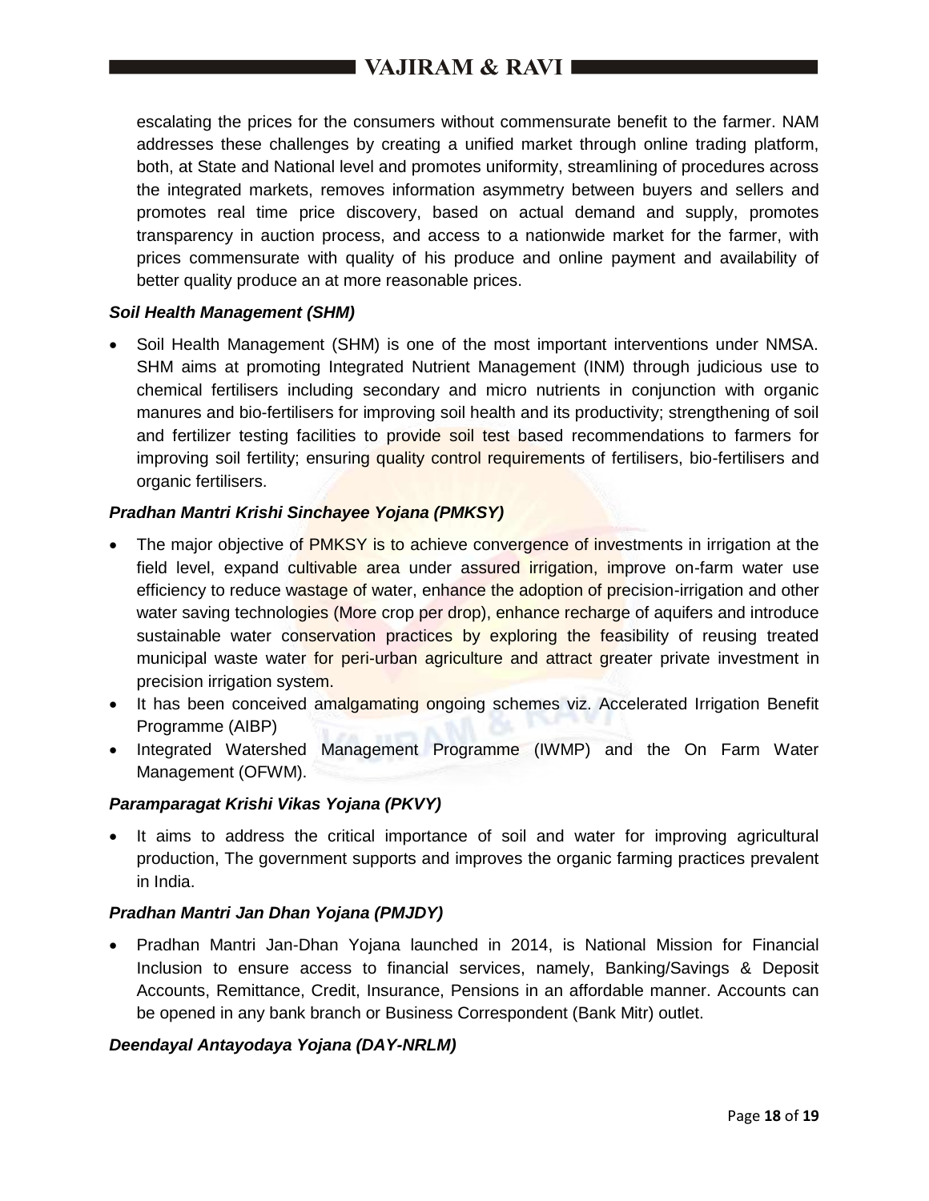escalating the prices for the consumers without commensurate benefit to the farmer. NAM addresses these challenges by creating a unified market through online trading platform, both, at State and National level and promotes uniformity, streamlining of procedures across the integrated markets, removes information asymmetry between buyers and sellers and promotes real time price discovery, based on actual demand and supply, promotes transparency in auction process, and access to a nationwide market for the farmer, with prices commensurate with quality of his produce and online payment and availability of better quality produce an at more reasonable prices.

***Soil Health Management (SHM)***

- Soil Health Management (SHM) is one of the most important interventions under NMSA. SHM aims at promoting Integrated Nutrient Management (INM) through judicious use to chemical fertilisers including secondary and micro nutrients in conjunction with organic manures and bio-fertilisers for improving soil health and its productivity; strengthening of soil and fertilizer testing facilities to provide soil test based recommendations to farmers for improving soil fertility; ensuring quality control requirements of fertilisers, bio-fertilisers and organic fertilisers.

***Pradhan Mantri Krishi Sinchayee Yojana (PMKSY)***

- The major objective of PMKSY is to achieve convergence of investments in irrigation at the field level, expand cultivable area under assured irrigation, improve on-farm water use efficiency to reduce wastage of water, enhance the adoption of precision-irrigation and other water saving technologies (More crop per drop), enhance recharge of aquifers and introduce sustainable water conservation practices by exploring the feasibility of reusing treated municipal waste water for peri-urban agriculture and attract greater private investment in precision irrigation system.
- It has been conceived amalgamating ongoing schemes viz. Accelerated Irrigation Benefit Programme (AIBP)
- Integrated Watershed Management Programme (IWMP) and the On Farm Water Management (OFWM).

***Paramparagat Krishi Vikas Yojana (PKVY)***

- It aims to address the critical importance of soil and water for improving agricultural production, The government supports and improves the organic farming practices prevalent in India.

***Pradhan Mantri Jan Dhan Yojana (PMJDY)***

- Pradhan Mantri Jan-Dhan Yojana launched in 2014, is National Mission for Financial Inclusion to ensure access to financial services, namely, Banking/Savings & Deposit Accounts, Remittance, Credit, Insurance, Pensions in an affordable manner. Accounts can be opened in any bank branch or Business Correspondent (Bank Mitr) outlet.

***Deendayal Antayodaya Yojana (DAY-NRLM)***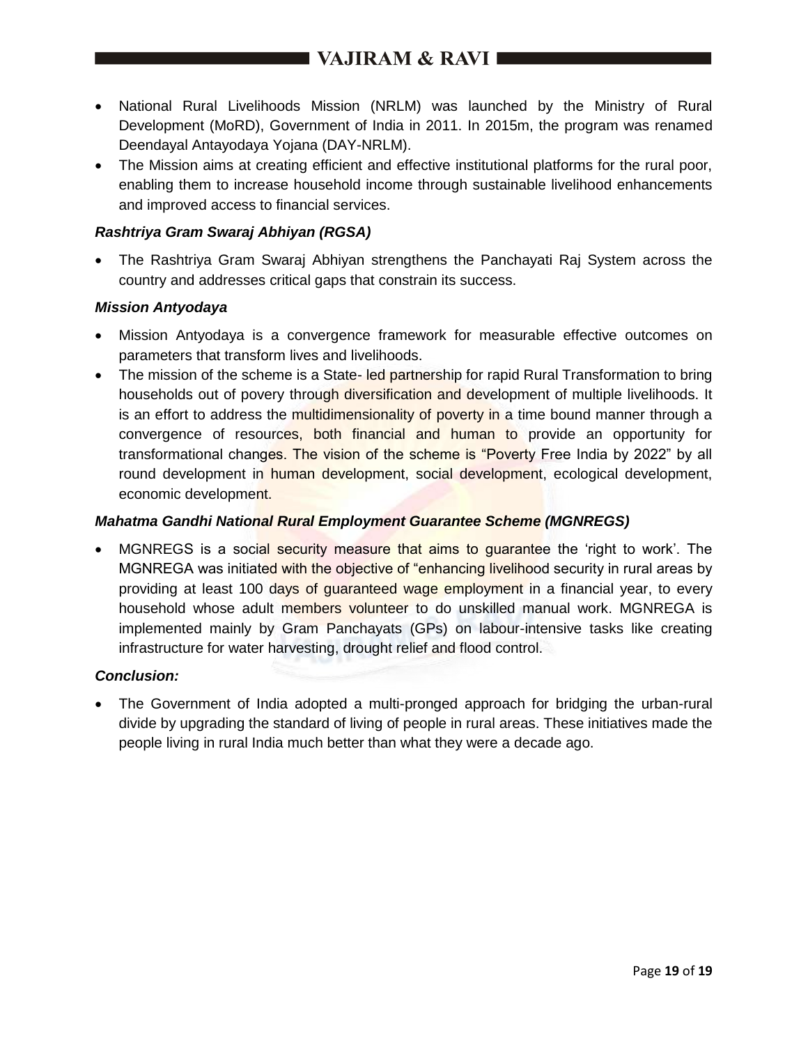- National Rural Livelihoods Mission (NRLM) was launched by the Ministry of Rural Development (MoRD), Government of India in 2011. In 2015m, the program was renamed Deendayal Antayodaya Yojana (DAY-NRLM).
- The Mission aims at creating efficient and effective institutional platforms for the rural poor, enabling them to increase household income through sustainable livelihood enhancements and improved access to financial services.

***Rashtriya Gram Swaraj Abhiyan (RGSA)***

- The Rashtriya Gram Swaraj Abhiyan strengthens the Panchayati Raj System across the country and addresses critical gaps that constrain its success.

***Mission Antyodaya***

- Mission Antyodaya is a convergence framework for measurable effective outcomes on parameters that transform lives and livelihoods.
- The mission of the scheme is a State- led partnership for rapid Rural Transformation to bring households out of povery through diversification and development of multiple livelihoods. It is an effort to address the multidimensionality of poverty in a time bound manner through a convergence of resources, both financial and human to provide an opportunity for transformational changes. The vision of the scheme is "Poverty Free India by 2022" by all round development in human development, social development, ecological development, economic development.

***Mahatma Gandhi National Rural Employment Guarantee Scheme (MGNREGS)***

- MGNREGS is a social security measure that aims to guarantee the 'right to work'. The MGNREGA was initiated with the objective of "enhancing livelihood security in rural areas by providing at least 100 days of guaranteed wage employment in a financial year, to every household whose adult members volunteer to do unskilled manual work. MGNREGA is implemented mainly by Gram Panchayats (GPs) on labour-intensive tasks like creating infrastructure for water harvesting, drought relief and flood control.

***Conclusion:***

- The Government of India adopted a multi-pronged approach for bridging the urban-rural divide by upgrading the standard of living of people in rural areas. These initiatives made the people living in rural India much better than what they were a decade ago.